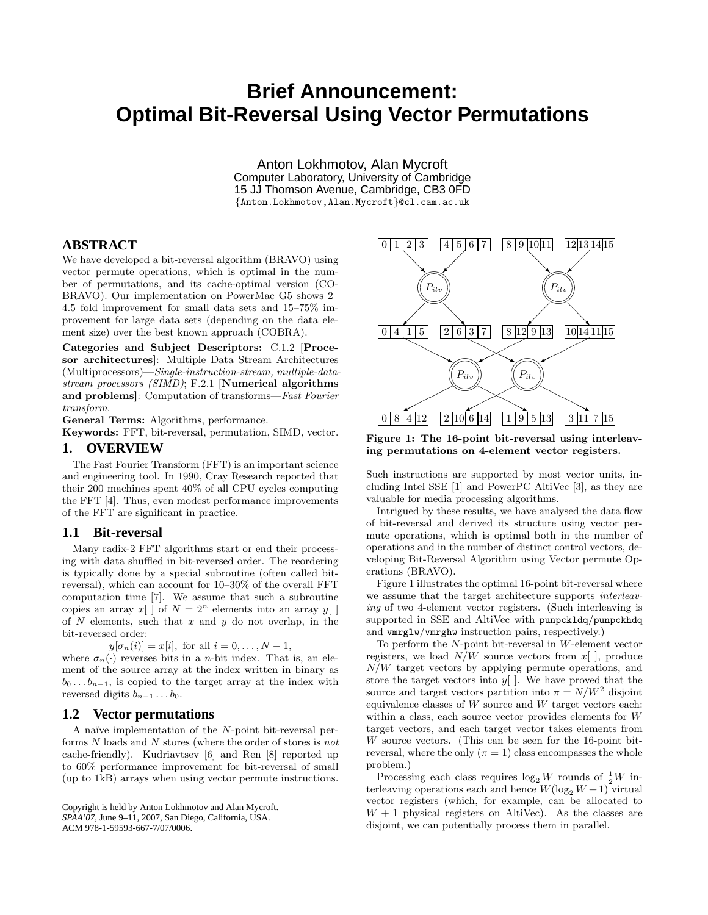# Brief Announcement: Optimal Bit-Reversal Using Vector Permutations

Anton Lokhmotov, Alan Mycroft
Computer Laboratory, University of Cambridge
15 JJ Thomson Avenue, Cambridge, CB3 0FD
{Anton.Lokhmotov,Alan.Mycroft}@cl.cam.ac.uk

## ABSTRACT

We have developed a bit-reversal algorithm (BRAVO) using vector permute operations, which is optimal in the number of permutations, and its cache-optimal version (CO-BRAVO). Our implementation on PowerMac G5 shows 2–4.5 fold improvement for small data sets and 15–75% improvement for large data sets (depending on the data element size) over the best known approach (COBRA).

**Categories and Subject Descriptors:** C.1.2 [**Processor architectures**]: Multiple Data Stream Architectures (Multiprocessors)—*Single-instruction-stream, multiple-data-stream processors (SIMD)*; F.2.1 [**Numerical algorithms and problems**]: Computation of transforms—*Fast Fourier transform*.

**General Terms:** Algorithms, performance.

**Keywords:** FFT, bit-reversal, permutation, SIMD, vector.

## 1. OVERVIEW

The Fast Fourier Transform (FFT) is an important science and engineering tool. In 1990, Cray Research reported that their 200 machines spent 40% of all CPU cycles computing the FFT [4]. Thus, even modest performance improvements of the FFT are significant in practice.

### 1.1 Bit-reversal

Many radix-2 FFT algorithms start or end their processing with data shuffled in bit-reversed order. The reordering is typically done by a special subroutine (often called bit-reversal), which can account for 10–30% of the overall FFT computation time [7]. We assume that such a subroutine copies an array $x[\,]$ of $N = 2^n$ elements into an array $y[\,]$ of $N$ elements, such that $x$ and $y$ do not overlap, in the bit-reversed order:

$$y[\sigma_n(i)] = x[i], \text{ for all } i = 0, \ldots, N-1,$$

where $\sigma_n(\cdot)$ reverses bits in a $n$-bit index. That is, an element of the source array at the index written in binary as $b_0 \ldots b_{n-1}$, is copied to the target array at the index with reversed digits $b_{n-1} \ldots b_0$.

### 1.2 Vector permutations

A naïve implementation of the $N$-point bit-reversal performs $N$ loads and $N$ stores (where the order of stores is *not* cache-friendly). Kudriavtsev [6] and Ren [8] reported up to 60% performance improvement for bit-reversal of small (up to 1kB) arrays when using vector permute instructions. Such instructions are supported by most vector units, including Intel SSE [1] and PowerPC AltiVec [3], as they are valuable for media processing algorithms.

Copyright is held by Anton Lokhmotov and Alan Mycroft.
*SPAA'07*, June 9–11, 2007, San Diego, California, USA.
ACM 978-1-59593-667-7/07/0006.

**Figure 1: The 16-point bit-reversal using interleaving permutations on 4-element vector registers.**

Intrigued by these results, we have analysed the data flow of bit-reversal and derived its structure using vector permute operations, which is optimal both in the number of operations and in the number of distinct control vectors, developing Bit-Reversal Algorithm using Vector permute Operations (BRAVO).

Figure 1 illustrates the optimal 16-point bit-reversal where we assume that the target architecture supports *interleaving* of two 4-element vector registers. (Such interleaving is supported in SSE and AltiVec with `punpckldq`/`punpckhdq` and `vmrglw`/`vmrghw` instruction pairs, respectively.)

To perform the $N$-point bit-reversal in $W$-element vector registers, we load $N/W$ source vectors from $x[\,]$, produce $N/W$ target vectors by applying permute operations, and store the target vectors into $y[\,]$. We have proved that the source and target vectors partition into $\pi = N/W^2$ disjoint equivalence classes of $W$ source and $W$ target vectors each: within a class, each source vector provides elements for $W$ target vectors, and each target vector takes elements from $W$ source vectors. (This can be seen for the 16-point bit-reversal, where the only ($\pi = 1$) class encompasses the whole problem.)

Processing each class requires $\log_2 W$ rounds of $\frac{1}{2}W$ interleaving operations each and hence $W(\log_2 W + 1)$ virtual vector registers (which, for example, can be allocated to $W + 1$ physical registers on AltiVec). As the classes are disjoint, we can potentially process them in parallel.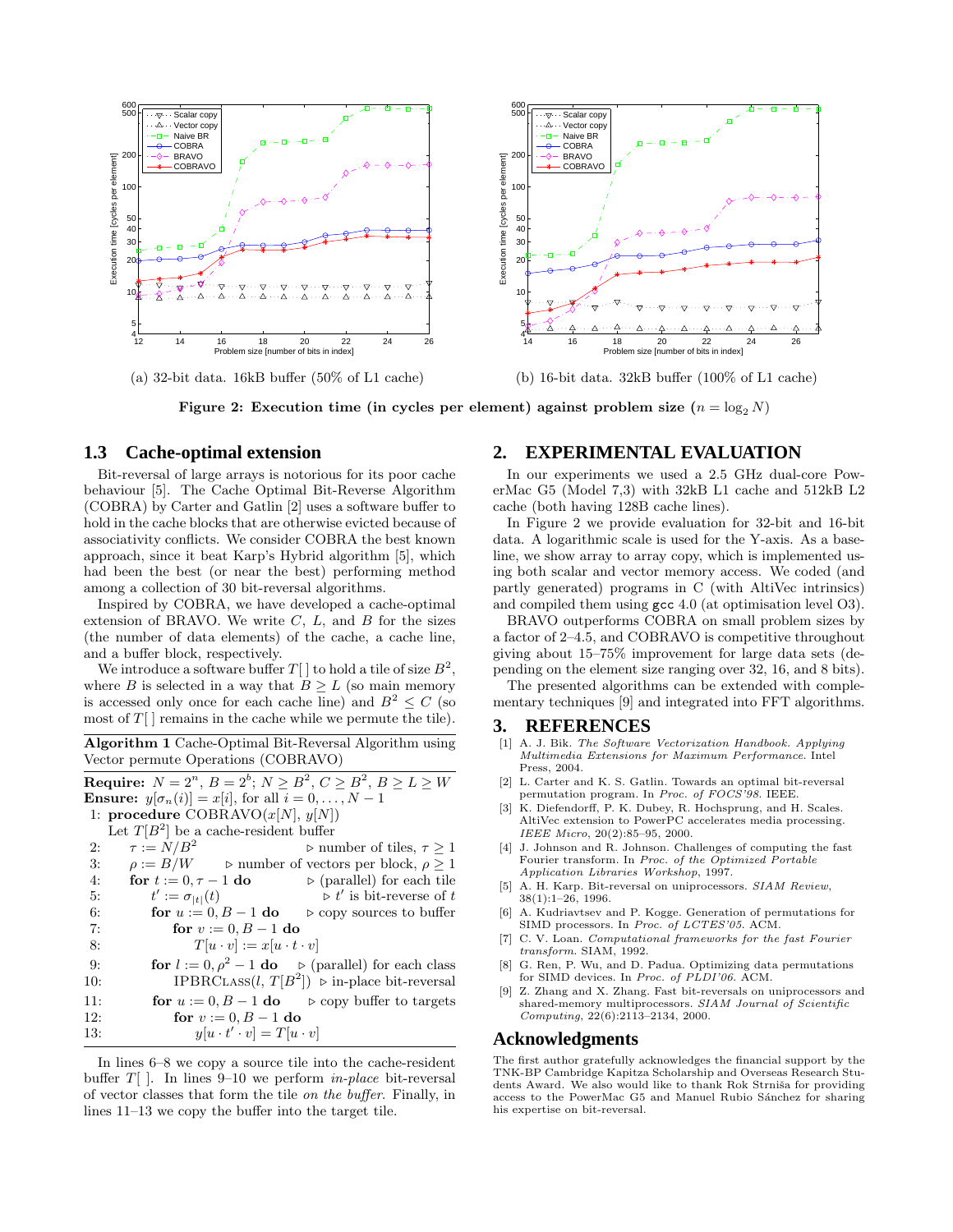600
500
200
100
50
40
30
20
10
5
4
12 14 16 18 20 22 24 26
Execution time [cycles per element]
Problem size [number of bits in index]
Scalar copy
Vector copy
Naive BR
COBRA
BRAVO
COBRAVO

(a) 32-bit data. 16kB buffer (50% of L1 cache)

600
500
200
100
50
40
30
20
10
5
4
14 16 18 20 22 24 26
Execution time [cycles per element]
Problem size [number of bits in index]
Scalar copy
Vector copy
Naive BR
COBRA
BRAVO
COBRAVO

(b) 16-bit data. 32kB buffer (100% of L1 cache)

**Figure 2: Execution time (in cycles per element) against problem size ($n = \log_2 N$)**

## 1.3 Cache-optimal extension

Bit-reversal of large arrays is notorious for its poor cache behaviour [5]. The Cache Optimal Bit-Reverse Algorithm (COBRA) by Carter and Gatlin [2] uses a software buffer to hold in the cache blocks that are otherwise evicted because of associativity conflicts. We consider COBRA the best known approach, since it beat Karp's Hybrid algorithm [5], which had been the best (or near the best) performing method among a collection of 30 bit-reversal algorithms.

Inspired by COBRA, we have developed a cache-optimal extension of BRAVO. We write $C$, $L$, and $B$ for the sizes (the number of data elements) of the cache, a cache line, and a buffer block, respectively.

We introduce a software buffer $T[\,]$ to hold a tile of size $B^2$, where $B$ is selected in a way that $B \geq L$ (so main memory is accessed only once for each cache line) and $B^2 \leq C$ (so most of $T[\,]$ remains in the cache while we permute the tile).

**Algorithm 1** Cache-Optimal Bit-Reversal Algorithm using Vector permute Operations (COBRAVO)

**Require:** $N = 2^n$, $B = 2^b$; $N \geq B^2$, $C \geq B^2$, $B \geq L \geq W$
**Ensure:** $y[\sigma_n(i)] = x[i]$, for all $i = 0, \ldots, N-1$

```
1:  procedure COBRAVO(x[N], y[N])
      Let T[B^2] be a cache-resident buffer
2:    τ := N/B^2                        ▷ number of tiles, τ ≥ 1
3:    ρ := B/W                          ▷ number of vectors per block, ρ ≥ 1
4:    for t := 0, τ − 1 do              ▷ (parallel) for each tile
5:      t' := σ_|t|(t)                  ▷ t' is bit-reverse of t
6:      for u := 0, B − 1 do            ▷ copy sources to buffer
7:        for v := 0, B − 1 do
8:          T[u · v] := x[u · t · v]
9:      for l := 0, ρ^2 − 1 do          ▷ (parallel) for each class
10:       IPBRCLASS(l, T[B^2])          ▷ in-place bit-reversal
11:     for u := 0, B − 1 do            ▷ copy buffer to targets
12:       for v := 0, B − 1 do
13:         y[u · t' · v] = T[u · v]
```

In lines 6–8 we copy a source tile into the cache-resident buffer $T[\,]$. In lines 9–10 we perform *in-place* bit-reversal of vector classes that form the tile *on the buffer*. Finally, in lines 11–13 we copy the buffer into the target tile.

# 2. EXPERIMENTAL EVALUATION

In our experiments we used a 2.5 GHz dual-core PowerMac G5 (Model 7,3) with 32kB L1 cache and 512kB L2 cache (both having 128B cache lines).

In Figure 2 we provide evaluation for 32-bit and 16-bit data. A logarithmic scale is used for the Y-axis. As a baseline, we show array to array copy, which is implemented using both scalar and vector memory access. We coded (and partly generated) programs in C (with AltiVec intrinsics) and compiled them using `gcc` 4.0 (at optimisation level O3).

BRAVO outperforms COBRA on small problem sizes by a factor of 2–4.5, and COBRAVO is competitive throughout giving about 15–75% improvement for large data sets (depending on the element size ranging over 32, 16, and 8 bits).

The presented algorithms can be extended with complementary techniques [9] and integrated into FFT algorithms.

# 3. REFERENCES

[1] A. J. Bik. *The Software Vectorization Handbook. Applying Multimedia Extensions for Maximum Performance.* Intel Press, 2004.

[2] L. Carter and K. S. Gatlin. Towards an optimal bit-reversal permutation program. In *Proc. of FOCS'98*. IEEE.

[3] K. Diefendorff, P. K. Dubey, R. Hochsprung, and H. Scales. AltiVec extension to PowerPC accelerates media processing. *IEEE Micro*, 20(2):85–95, 2000.

[4] J. Johnson and R. Johnson. Challenges of computing the fast Fourier transform. In *Proc. of the Optimized Portable Application Libraries Workshop*, 1997.

[5] A. H. Karp. Bit-reversal on uniprocessors. *SIAM Review*, 38(1):1–26, 1996.

[6] A. Kudriavtsev and P. Kogge. Generation of permutations for SIMD processors. In *Proc. of LCTES'05*. ACM.

[7] C. V. Loan. *Computational frameworks for the fast Fourier transform*. SIAM, 1992.

[8] G. Ren, P. Wu, and D. Padua. Optimizing data permutations for SIMD devices. In *Proc. of PLDI'06*. ACM.

[9] Z. Zhang and X. Zhang. Fast bit-reversals on uniprocessors and shared-memory multiprocessors. *SIAM Journal of Scientific Computing*, 22(6):2113–2134, 2000.

# Acknowledgments

The first author gratefully acknowledges the financial support by the TNK-BP Cambridge Kapitza Scholarship and Overseas Research Students Award. We also would like to thank Rok Strniša for providing access to the PowerMac G5 and Manuel Rubio Sánchez for sharing his expertise on bit-reversal.